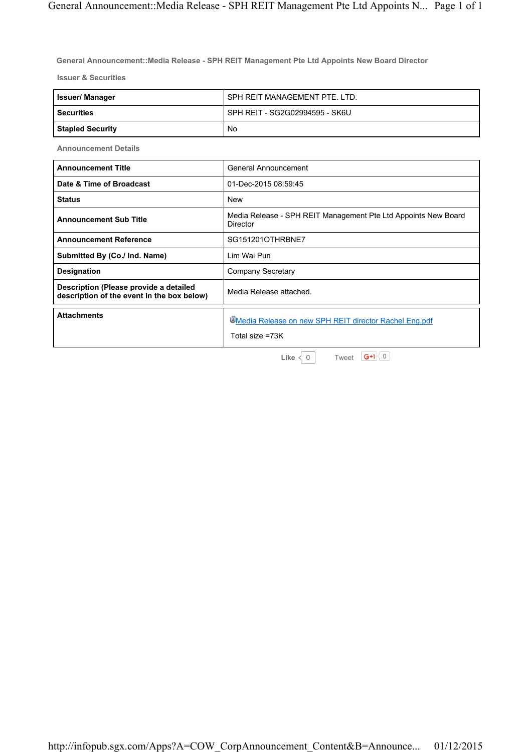## General Announcement::Media Release - SPH REIT Management Pte Ltd Appoints New Board Director

### Issuer & Securities

| | |
|---|---|
| **Issuer/ Manager** | SPH REIT MANAGEMENT PTE. LTD. |
| **Securities** | SPH REIT - SG2G02994595 - SK6U |
| **Stapled Security** | No |

### Announcement Details

| | |
|---|---|
| **Announcement Title** | General Announcement |
| **Date & Time of Broadcast** | 01-Dec-2015 08:59:45 |
| **Status** | New |
| **Announcement Sub Title** | Media Release - SPH REIT Management Pte Ltd Appoints New Board Director |
| **Announcement Reference** | SG151201OTHRBNE7 |
| **Submitted By (Co./ Ind. Name)** | Lim Wai Pun |
| **Designation** | Company Secretary |
| **Description (Please provide a detailed description of the event in the box below)** | Media Release attached. |

| | |
|---|---|
| **Attachments** | Media Release on new SPH REIT director Rachel Eng.pdf<br>Total size =73K |

Like 0 Tweet G+1 0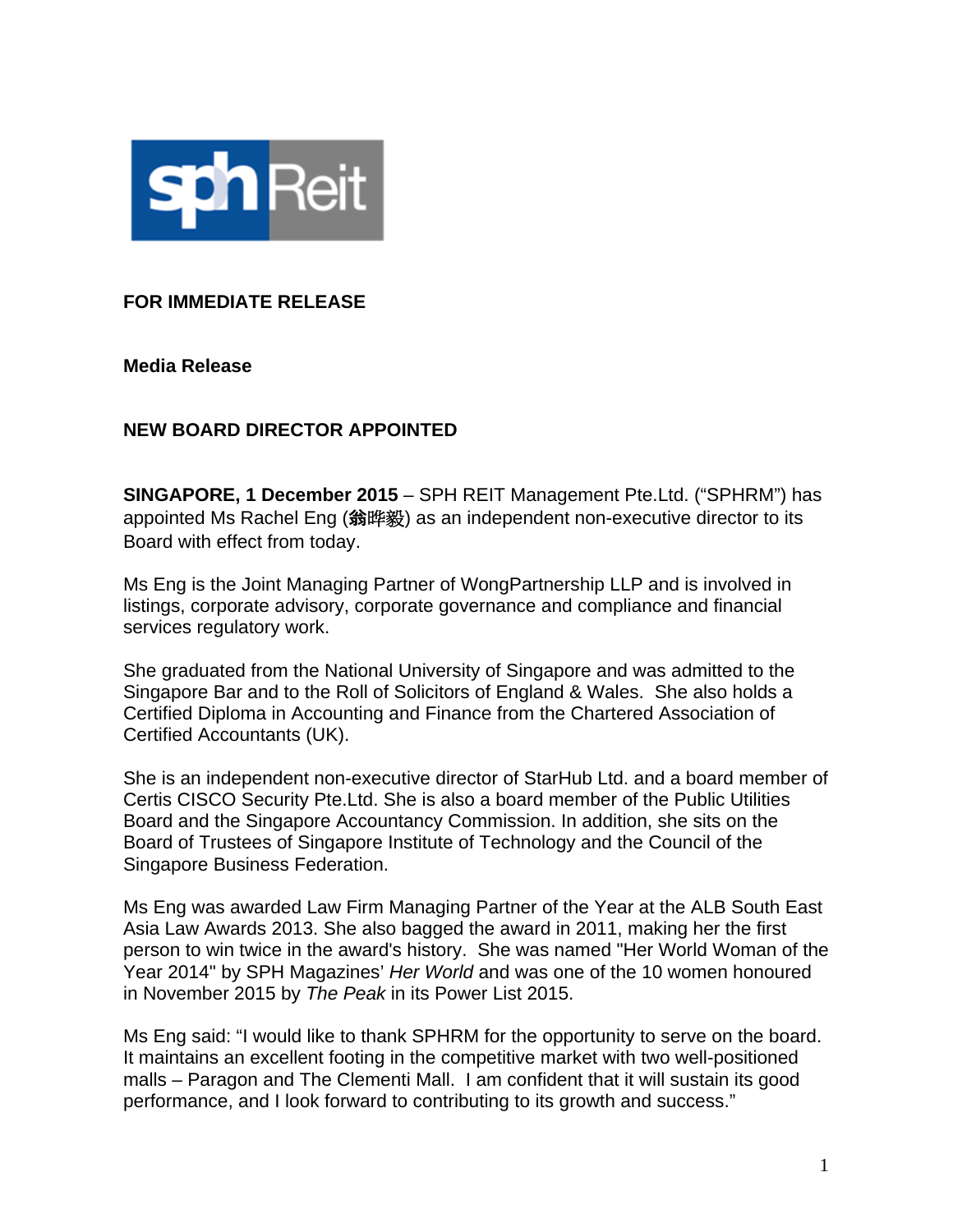**FOR IMMEDIATE RELEASE**

**Media Release**

**NEW BOARD DIRECTOR APPOINTED**

**SINGAPORE, 1 December 2015** – SPH REIT Management Pte.Ltd. ("SPHRM") has appointed Ms Rachel Eng (翁晔毅) as an independent non-executive director to its Board with effect from today.

Ms Eng is the Joint Managing Partner of WongPartnership LLP and is involved in listings, corporate advisory, corporate governance and compliance and financial services regulatory work.

She graduated from the National University of Singapore and was admitted to the Singapore Bar and to the Roll of Solicitors of England & Wales. She also holds a Certified Diploma in Accounting and Finance from the Chartered Association of Certified Accountants (UK).

She is an independent non-executive director of StarHub Ltd. and a board member of Certis CISCO Security Pte.Ltd. She is also a board member of the Public Utilities Board and the Singapore Accountancy Commission. In addition, she sits on the Board of Trustees of Singapore Institute of Technology and the Council of the Singapore Business Federation.

Ms Eng was awarded Law Firm Managing Partner of the Year at the ALB South East Asia Law Awards 2013. She also bagged the award in 2011, making her the first person to win twice in the award's history. She was named "Her World Woman of the Year 2014" by SPH Magazines' *Her World* and was one of the 10 women honoured in November 2015 by *The Peak* in its Power List 2015.

Ms Eng said: "I would like to thank SPHRM for the opportunity to serve on the board. It maintains an excellent footing in the competitive market with two well-positioned malls – Paragon and The Clementi Mall. I am confident that it will sustain its good performance, and I look forward to contributing to its growth and success."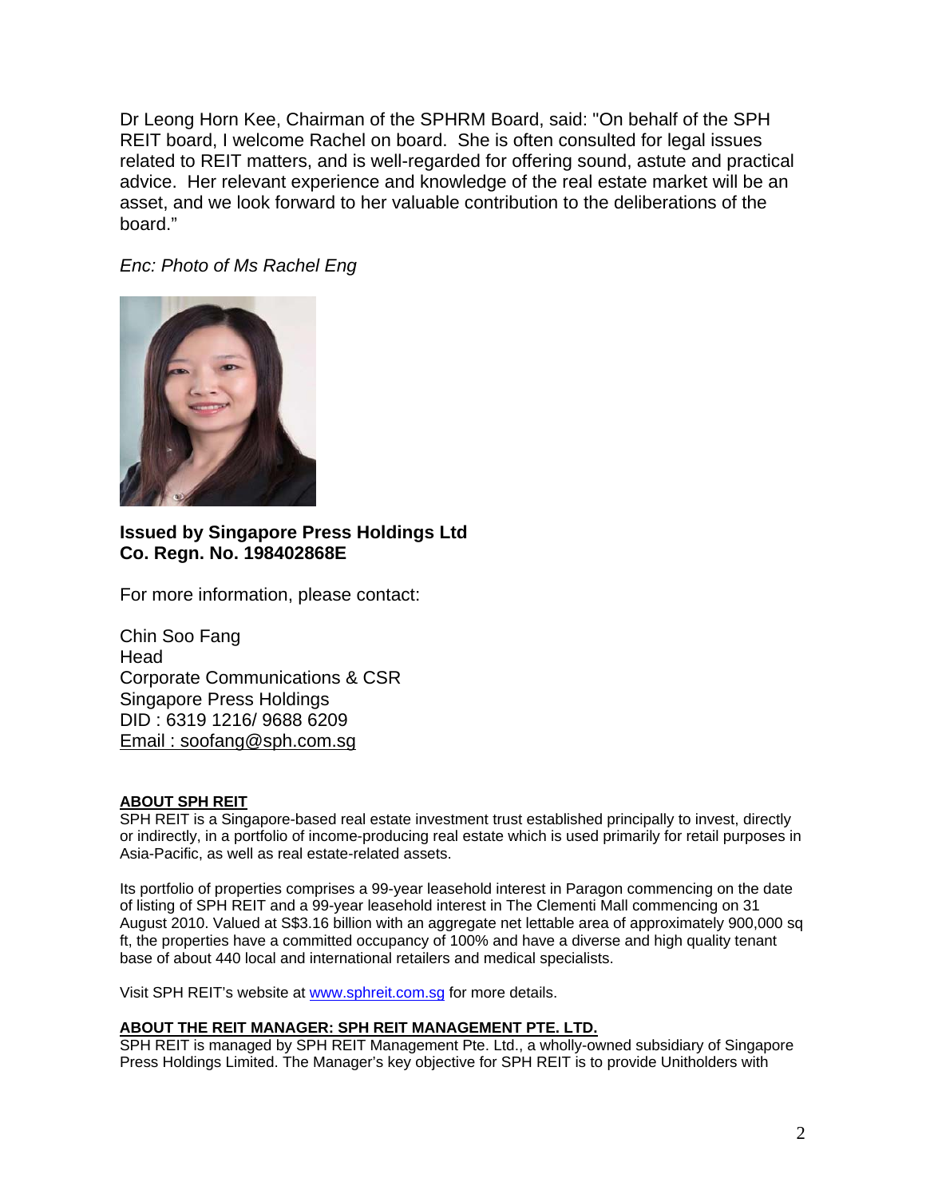Dr Leong Horn Kee, Chairman of the SPHRM Board, said: "On behalf of the SPH REIT board, I welcome Rachel on board. She is often consulted for legal issues related to REIT matters, and is well-regarded for offering sound, astute and practical advice. Her relevant experience and knowledge of the real estate market will be an asset, and we look forward to her valuable contribution to the deliberations of the board."

*Enc: Photo of Ms Rachel Eng*

**Issued by Singapore Press Holdings Ltd**
**Co. Regn. No. 198402868E**

For more information, please contact:

Chin Soo Fang
Head
Corporate Communications & CSR
Singapore Press Holdings
DID : 6319 1216/ 9688 6209
Email : soofang@sph.com.sg

**ABOUT SPH REIT**

SPH REIT is a Singapore-based real estate investment trust established principally to invest, directly or indirectly, in a portfolio of income-producing real estate which is used primarily for retail purposes in Asia-Pacific, as well as real estate-related assets.

Its portfolio of properties comprises a 99-year leasehold interest in Paragon commencing on the date of listing of SPH REIT and a 99-year leasehold interest in The Clementi Mall commencing on 31 August 2010. Valued at S$3.16 billion with an aggregate net lettable area of approximately 900,000 sq ft, the properties have a committed occupancy of 100% and have a diverse and high quality tenant base of about 440 local and international retailers and medical specialists.

Visit SPH REIT's website at www.sphreit.com.sg for more details.

**ABOUT THE REIT MANAGER: SPH REIT MANAGEMENT PTE. LTD.**

SPH REIT is managed by SPH REIT Management Pte. Ltd., a wholly-owned subsidiary of Singapore Press Holdings Limited. The Manager's key objective for SPH REIT is to provide Unitholders with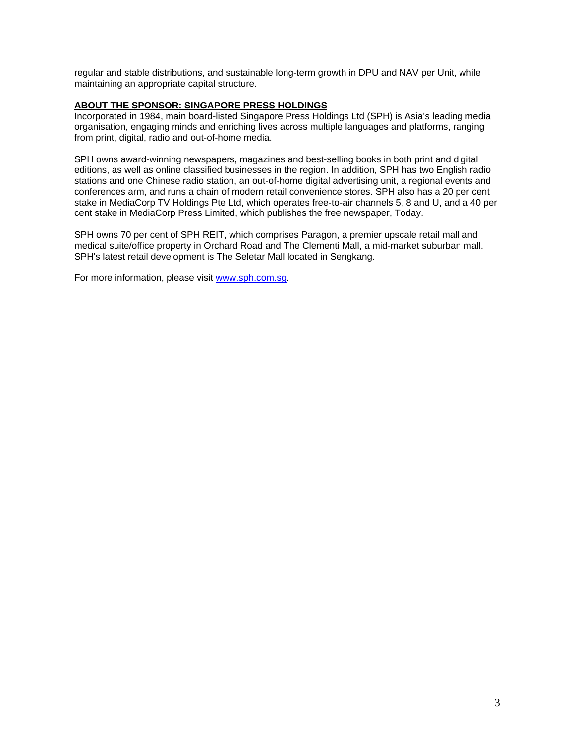regular and stable distributions, and sustainable long-term growth in DPU and NAV per Unit, while maintaining an appropriate capital structure.

**ABOUT THE SPONSOR: SINGAPORE PRESS HOLDINGS**

Incorporated in 1984, main board-listed Singapore Press Holdings Ltd (SPH) is Asia's leading media organisation, engaging minds and enriching lives across multiple languages and platforms, ranging from print, digital, radio and out-of-home media.

SPH owns award-winning newspapers, magazines and best-selling books in both print and digital editions, as well as online classified businesses in the region. In addition, SPH has two English radio stations and one Chinese radio station, an out-of-home digital advertising unit, a regional events and conferences arm, and runs a chain of modern retail convenience stores. SPH also has a 20 per cent stake in MediaCorp TV Holdings Pte Ltd, which operates free-to-air channels 5, 8 and U, and a 40 per cent stake in MediaCorp Press Limited, which publishes the free newspaper, Today.

SPH owns 70 per cent of SPH REIT, which comprises Paragon, a premier upscale retail mall and medical suite/office property in Orchard Road and The Clementi Mall, a mid-market suburban mall. SPH's latest retail development is The Seletar Mall located in Sengkang.

For more information, please visit [www.sph.com.sg](http://www.sph.com.sg).